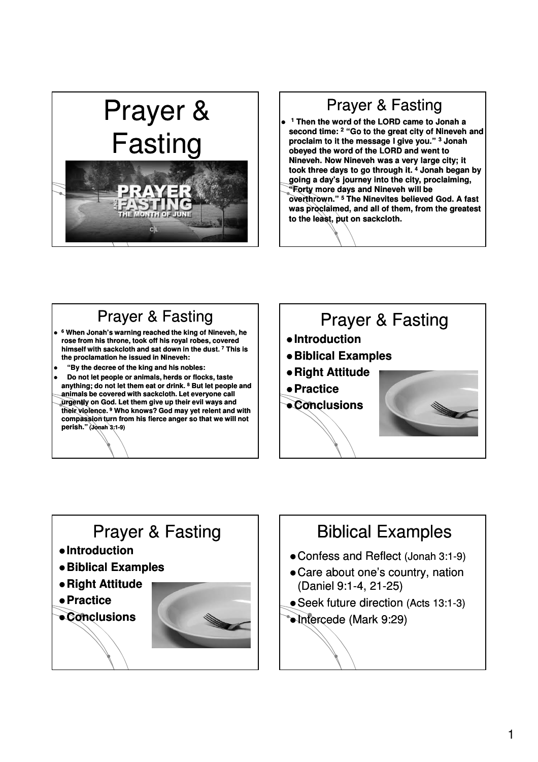# Prayer & Fasting

PRAYER AND FASTING
THE MONTH OF JUNE

## Prayer & Fasting

- [1] Then the word of the LORD came to Jonah a second time: [2] "Go to the great city of Nineveh and proclaim to it the message I give you." [3] Jonah obeyed the word of the LORD and went to Nineveh. Now Nineveh was a very large city; it took three days to go through it. [4] Jonah began by going a day's journey into the city, proclaiming, "Forty more days and Nineveh will be overthrown." [5] The Ninevites believed God. A fast was proclaimed, and all of them, from the greatest to the least, put on sackcloth.

## Prayer & Fasting

- [6] When Jonah's warning reached the king of Nineveh, he rose from his throne, took off his royal robes, covered himself with sackcloth and sat down in the dust. [7] This is the proclamation he issued in Nineveh:
- "By the decree of the king and his nobles:
- Do not let people or animals, herds or flocks, taste anything; do not let them eat or drink. [8] But let people and animals be covered with sackcloth. Let everyone call urgently on God. Let them give up their evil ways and their violence. [9] Who knows? God may yet relent and with compassion turn from his fierce anger so that we will not perish." (Jonah 3:1-9)

## Prayer & Fasting

- **Introduction**
- **Biblical Examples**
- **Right Attitude**
- **Practice**
- **Conclusions**

## Prayer & Fasting

- **Introduction**
- **Biblical Examples**
- **Right Attitude**
- **Practice**
- **Conclusions**

## Biblical Examples

- Confess and Reflect (Jonah 3:1-9)
- Care about one's country, nation (Daniel 9:1-4, 21-25)
- Seek future direction (Acts 13:1-3)
- Intercede (Mark 9:29)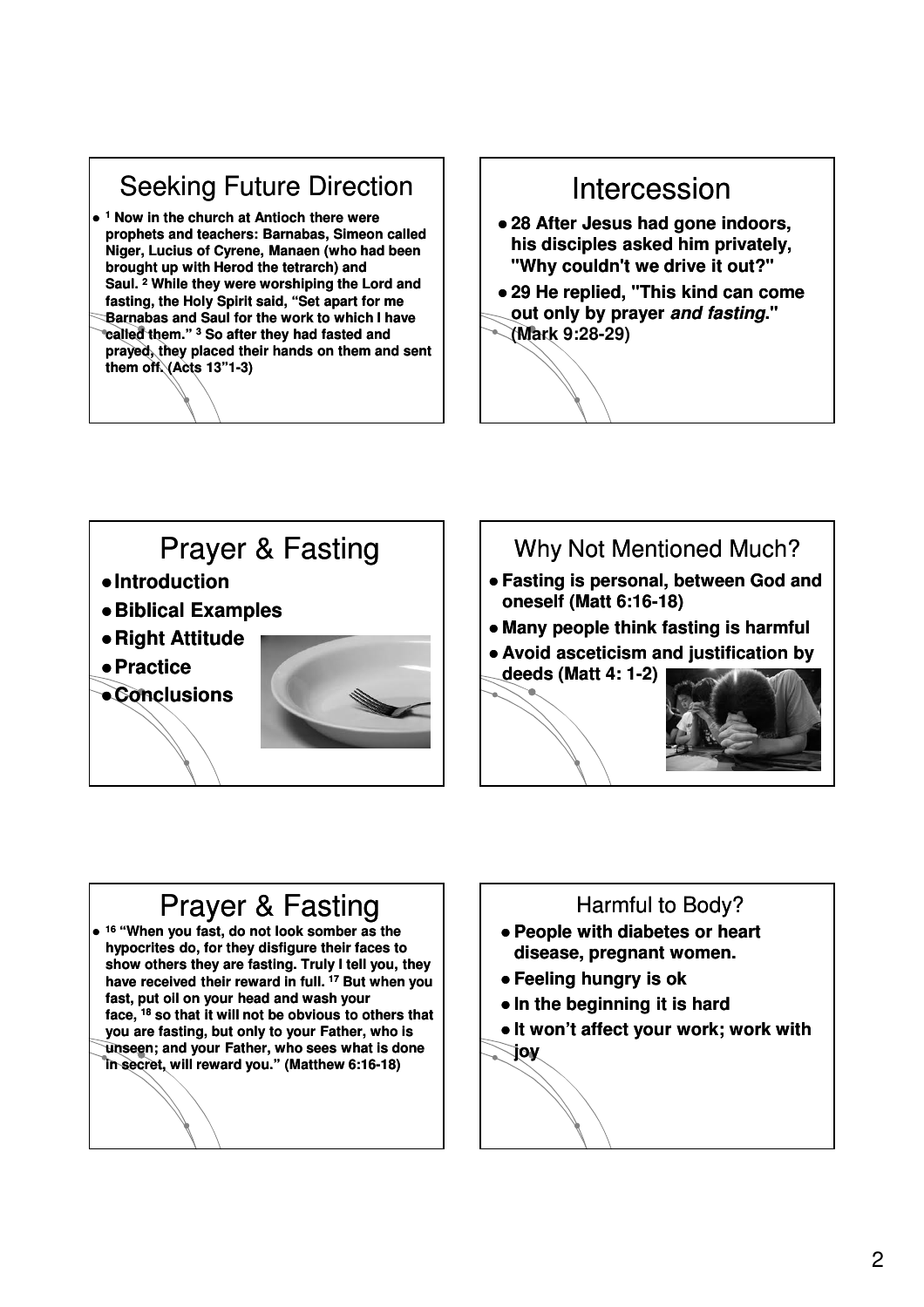## Seeking Future Direction

- [1] Now in the church at Antioch there were prophets and teachers: Barnabas, Simeon called Niger, Lucius of Cyrene, Manaen (who had been brought up with Herod the tetrarch) and Saul. [2] While they were worshiping the Lord and fasting, the Holy Spirit said, "Set apart for me Barnabas and Saul for the work to which I have called them." [3] So after they had fasted and prayed, they placed their hands on them and sent them off. (Acts 13"1-3)

## Intercession

- 28 After Jesus had gone indoors, his disciples asked him privately, "Why couldn't we drive it out?"
- 29 He replied, "This kind can come out only by prayer ***and fasting***." (Mark 9:28-29)

## Prayer & Fasting

- **Introduction**
- **Biblical Examples**
- **Right Attitude**
- **Practice**
- **Conclusions**

## Why Not Mentioned Much?

- **Fasting is personal, between God and oneself (Matt 6:16-18)**
- **Many people think fasting is harmful**
- **Avoid asceticism and justification by deeds (Matt 4: 1-2)**

## Prayer & Fasting

- [16] "When you fast, do not look somber as the hypocrites do, for they disfigure their faces to show others they are fasting. Truly I tell you, they have received their reward in full. [17] But when you fast, put oil on your head and wash your face, [18] so that it will not be obvious to others that you are fasting, but only to your Father, who is unseen; and your Father, who sees what is done in secret, will reward you." (Matthew 6:16-18)

## Harmful to Body?

- **People with diabetes or heart disease, pregnant women.**
- **Feeling hungry is ok**
- **In the beginning it is hard**
- **It won't affect your work; work with joy**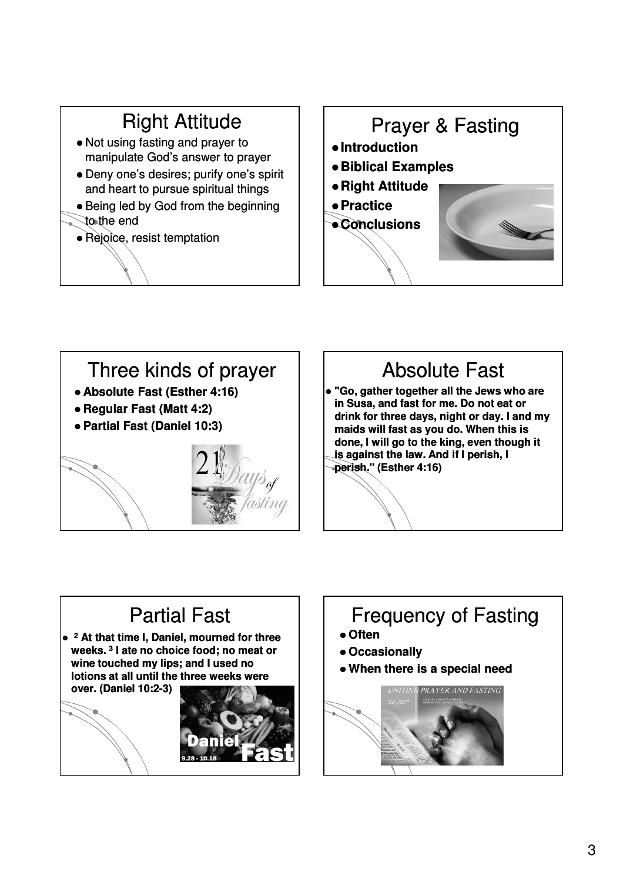## Right Attitude

- Not using fasting and prayer to manipulate God's answer to prayer
- Deny one's desires; purify one's spirit and heart to pursue spiritual things
- Being led by God from the beginning to the end
- Rejoice, resist temptation

## Prayer & Fasting

- **Introduction**
- **Biblical Examples**
- **Right Attitude**
- **Practice**
- **Conclusions**

## Three kinds of prayer

- **Absolute Fast (Esther 4:16)**
- **Regular Fast (Matt 4:2)**
- **Partial Fast (Daniel 10:3)**

## Absolute Fast

- **"Go, gather together all the Jews who are in Susa, and fast for me. Do not eat or drink for three days, night or day. I and my maids will fast as you do. When this is done, I will go to the king, even though it is against the law. And if I perish, I perish." (Esther 4:16)**

## Partial Fast

- **2 At that time I, Daniel, mourned for three weeks. 3 I ate no choice food; no meat or wine touched my lips; and I used no lotions at all until the three weeks were over. (Daniel 10:2-3)**

## Frequency of Fasting

- **Often**
- **Occasionally**
- **When there is a special need**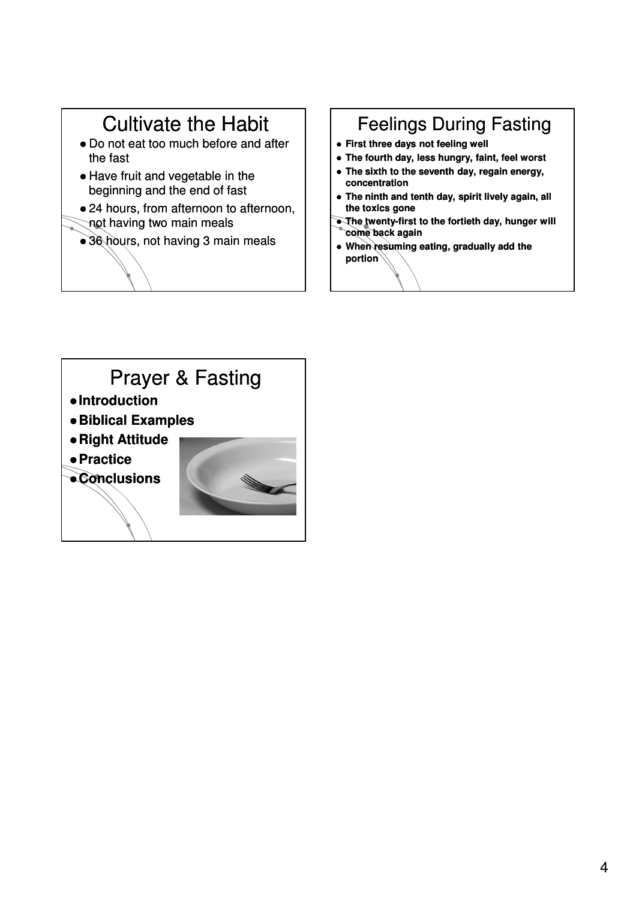## Cultivate the Habit

- Do not eat too much before and after the fast
- Have fruit and vegetable in the beginning and the end of fast
- 24 hours, from afternoon to afternoon, not having two main meals
- 36 hours, not having 3 main meals

## Feelings During Fasting

- **First three days not feeling well**
- **The fourth day, less hungry, faint, feel worst**
- **The sixth to the seventh day, regain energy, concentration**
- **The ninth and tenth day, spirit lively again, all the toxics gone**
- **The twenty-first to the fortieth day, hunger will come back again**
- **When resuming eating, gradually add the portion**

## Prayer & Fasting

- **Introduction**
- **Biblical Examples**
- **Right Attitude**
- **Practice**
- **Conclusions**